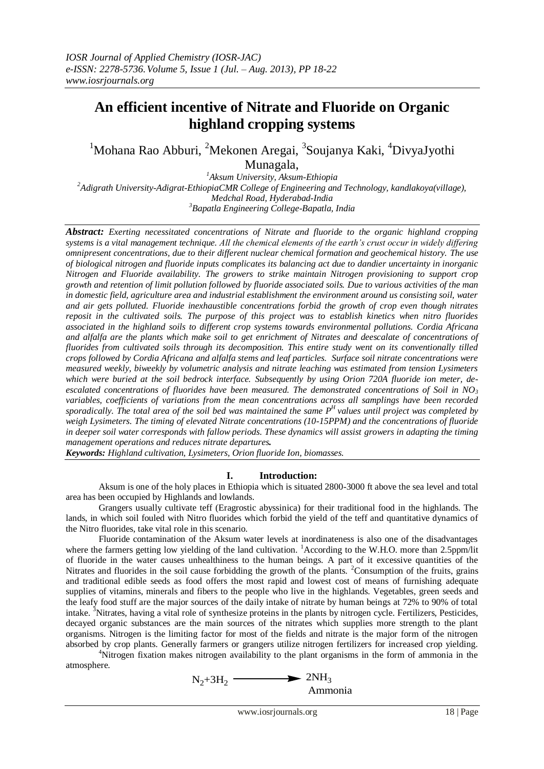# An efficient incentive of Nitrate and Fluoride on Organic highland cropping systems

[1]Mohana Rao Abburi, [2]Mekonen Aregai, [3]Soujanya Kaki, [4]DivyaJyothi Munagala,

[1]Aksum University, Aksum-Ethiopia
[2]Adigrath University-Adigrat-EthiopiaCMR College of Engineering and Technology, kandlakoya(village), Medchal Road, Hyderabad-India
[3]Bapatla Engineering College-Bapatla, India

***Abstract:*** *Exerting necessitated concentrations of Nitrate and fluoride to the organic highland cropping systems is a vital management technique. All the chemical elements of the earth's crust occur in widely differing omnipresent concentrations, due to their different nuclear chemical formation and geochemical history. The use of biological nitrogen and fluoride inputs complicates its balancing act due to dandier uncertainty in inorganic Nitrogen and Fluoride availability. The growers to strike maintain Nitrogen provisioning to support crop growth and retention of limit pollution followed by fluoride associated soils. Due to various activities of the man in domestic field, agriculture area and industrial establishment the environment around us consisting soil, water and air gets polluted. Fluoride inexhaustible concentrations forbid the growth of crop even though nitrates reposit in the cultivated soils. The purpose of this project was to establish kinetics when nitro fluorides associated in the highland soils to different crop systems towards environmental pollutions. Cordia Africana and alfalfa are the plants which make soil to get enrichment of Nitrates and deescalate of concentrations of fluorides from cultivated soils through its decomposition. This entire study went on its conventionally tilled crops followed by Cordia Africana and alfalfa stems and leaf particles. Surface soil nitrate concentrations were measured weekly, biweekly by volumetric analysis and nitrate leaching was estimated from tension Lysimeters which were buried at the soil bedrock interface. Subsequently by using Orion 720A fluoride ion meter, de-escalated concentrations of fluorides have been measured. The demonstrated concentrations of Soil in $NO_3$ variables, coefficients of variations from the mean concentrations across all samplings have been recorded sporadically. The total area of the soil bed was maintained the same $P^H$ values until project was completed by weigh Lysimeters. The timing of elevated Nitrate concentrations (10-15PPM) and the concentrations of fluoride in deeper soil water corresponds with fallow periods. These dynamics will assist growers in adapting the timing management operations and reduces nitrate departures.*

***Keywords:*** *Highland cultivation, Lysimeters, Orion fluoride Ion, biomasses.*

## I. Introduction:

Aksum is one of the holy places in Ethiopia which is situated 2800-3000 ft above the sea level and total area has been occupied by Highlands and lowlands.

Grangers usually cultivate teff (Eragrostic abyssinica) for their traditional food in the highlands. The lands, in which soil fouled with Nitro fluorides which forbid the yield of the teff and quantitative dynamics of the Nitro fluorides, take vital role in this scenario.

Fluoride contamination of the Aksum water levels at inordinateness is also one of the disadvantages where the farmers getting low yielding of the land cultivation. [1]According to the W.H.O. more than 2.5ppm/lit of fluoride in the water causes unhealthiness to the human beings. A part of it excessive quantities of the Nitrates and fluorides in the soil cause forbidding the growth of the plants. [2]Consumption of the fruits, grains and traditional edible seeds as food offers the most rapid and lowest cost of means of furnishing adequate supplies of vitamins, minerals and fibers to the people who live in the highlands. Vegetables, green seeds and the leafy food stuff are the major sources of the daily intake of nitrate by human beings at 72% to 90% of total intake. [3]Nitrates, having a vital role of synthesize proteins in the plants by nitrogen cycle. Fertilizers, Pesticides, decayed organic substances are the main sources of the nitrates which supplies more strength to the plant organisms. Nitrogen is the limiting factor for most of the fields and nitrate is the major form of the nitrogen absorbed by crop plants. Generally farmers or grangers utilize nitrogen fertilizers for increased crop yielding.

[4]Nitrogen fixation makes nitrogen availability to the plant organisms in the form of ammonia in the atmosphere.

$$N_2 + 3H_2 \longrightarrow \underset{\text{Ammonia}}{2NH_3}$$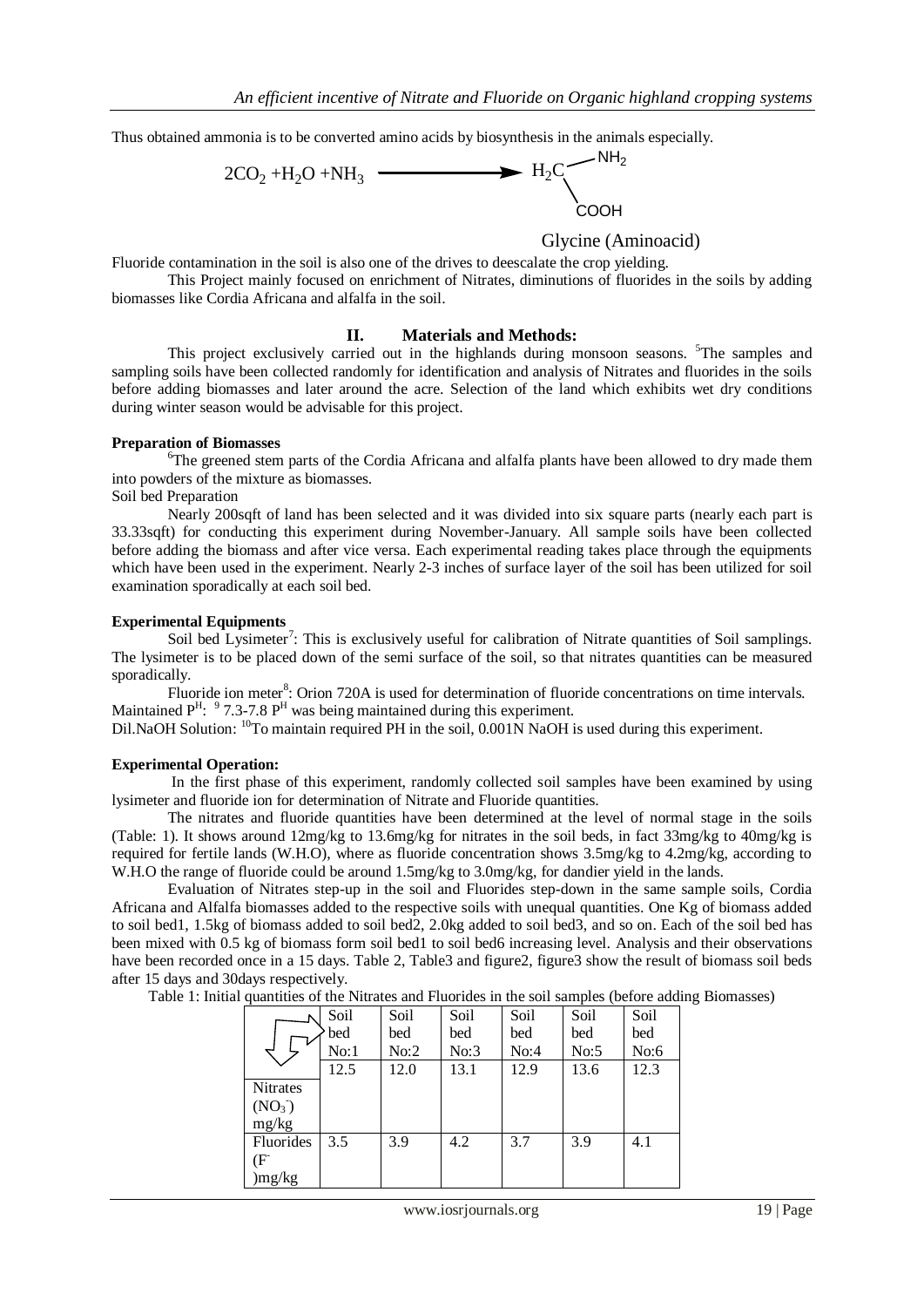Thus obtained ammonia is to be converted amino acids by biosynthesis in the animals especially.

$$2CO_2 + H_2O + NH_3 \longrightarrow H_2C(NH_2)COOH$$

Glycine (Aminoacid)

Fluoride contamination in the soil is also one of the drives to deescalate the crop yielding.

This Project mainly focused on enrichment of Nitrates, diminutions of fluorides in the soils by adding biomasses like Cordia Africana and alfalfa in the soil.

## II. Materials and Methods:

This project exclusively carried out in the highlands during monsoon seasons. [5]The samples and sampling soils have been collected randomly for identification and analysis of Nitrates and fluorides in the soils before adding biomasses and later around the acre. Selection of the land which exhibits wet dry conditions during winter season would be advisable for this project.

**Preparation of Biomasses**

[6]The greened stem parts of the Cordia Africana and alfalfa plants have been allowed to dry made them into powders of the mixture as biomasses.

Soil bed Preparation

Nearly 200sqft of land has been selected and it was divided into six square parts (nearly each part is 33.33sqft) for conducting this experiment during November-January. All sample soils have been collected before adding the biomass and after vice versa. Each experimental reading takes place through the equipments which have been used in the experiment. Nearly 2-3 inches of surface layer of the soil has been utilized for soil examination sporadically at each soil bed.

**Experimental Equipments**

Soil bed Lysimeter[7]: This is exclusively useful for calibration of Nitrate quantities of Soil samplings. The lysimeter is to be placed down of the semi surface of the soil, so that nitrates quantities can be measured sporadically.

Fluoride ion meter[8]: Orion 720A is used for determination of fluoride concentrations on time intervals.

Maintained $P^H$: [9] 7.3-7.8 $P^H$ was being maintained during this experiment.

Dil.NaOH Solution: [10]To maintain required PH in the soil, 0.001N NaOH is used during this experiment.

**Experimental Operation:**

In the first phase of this experiment, randomly collected soil samples have been examined by using lysimeter and fluoride ion for determination of Nitrate and Fluoride quantities.

The nitrates and fluoride quantities have been determined at the level of normal stage in the soils (Table: 1). It shows around 12mg/kg to 13.6mg/kg for nitrates in the soil beds, in fact 33mg/kg to 40mg/kg is required for fertile lands (W.H.O), where as fluoride concentration shows 3.5mg/kg to 4.2mg/kg, according to W.H.O the range of fluoride could be around 1.5mg/kg to 3.0mg/kg, for dandier yield in the lands.

Evaluation of Nitrates step-up in the soil and Fluorides step-down in the same sample soils, Cordia Africana and Alfalfa biomasses added to the respective soils with unequal quantities. One Kg of biomass added to soil bed1, 1.5kg of biomass added to soil bed2, 2.0kg added to soil bed3, and so on. Each of the soil bed has been mixed with 0.5 kg of biomass form soil bed1 to soil bed6 increasing level. Analysis and their observations have been recorded once in a 15 days. Table 2, Table3 and figure2, figure3 show the result of biomass soil beds after 15 days and 30days respectively.

Table 1: Initial quantities of the Nitrates and Fluorides in the soil samples (before adding Biomasses)

| | Soil bed No:1 | Soil bed No:2 | Soil bed No:3 | Soil bed No:4 | Soil bed No:5 | Soil bed No:6 |
|---|---|---|---|---|---|---|
| Nitrates ($NO_3^-$) mg/kg | 12.5 | 12.0 | 13.1 | 12.9 | 13.6 | 12.3 |
| Fluorides ($F^-$) mg/kg | 3.5 | 3.9 | 4.2 | 3.7 | 3.9 | 4.1 |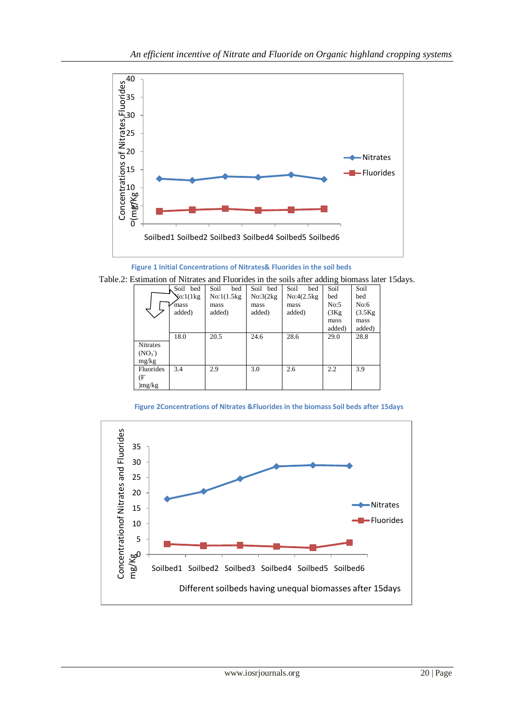Concentrations of Nitrates,Fluorides (mg/Kg)

40
35
30
25
20
15
10
5
0

Nitrates
Fluorides

Soilbed1 Soilbed2 Soilbed3 Soilbed4 Soilbed5 Soilbed6

**Figure 1 Initial Concentrations of Nitrates& Fluorides in the soil beds**

Table.2: Estimation of Nitrates and Fluorides in the soils after adding biomass later 15days.

| | Soil bed No:1(1kg mass added) | Soil bed No:1(1.5kg mass added) | Soil bed No:3(2kg mass added) | Soil bed No:4(2.5kg mass added) | Soil bed No:5 (3Kg mass added) | Soil bed No:6 (3.5Kg mass added) |
|---|---|---|---|---|---|---|
| Nitrates ($NO_3^-$) mg/kg | 18.0 | 20.5 | 24.6 | 28.6 | 29.0 | 28.8 |
| Fluorides ($F^-$)mg/kg | 3.4 | 2.9 | 3.0 | 2.6 | 2.2 | 3.9 |

**Figure 2Concentrations of Nitrates &Fluorides in the biomass Soil beds after 15days**

Concentrationof Nitrates and Fluorides mg/Kg

35
30
25
20
15
10
5
0

Nitrates
Fluorides

Soilbed1 Soilbed2 Soilbed3 Soilbed4 Soilbed5 Soilbed6

Different soilbeds having unequal biomasses after 15days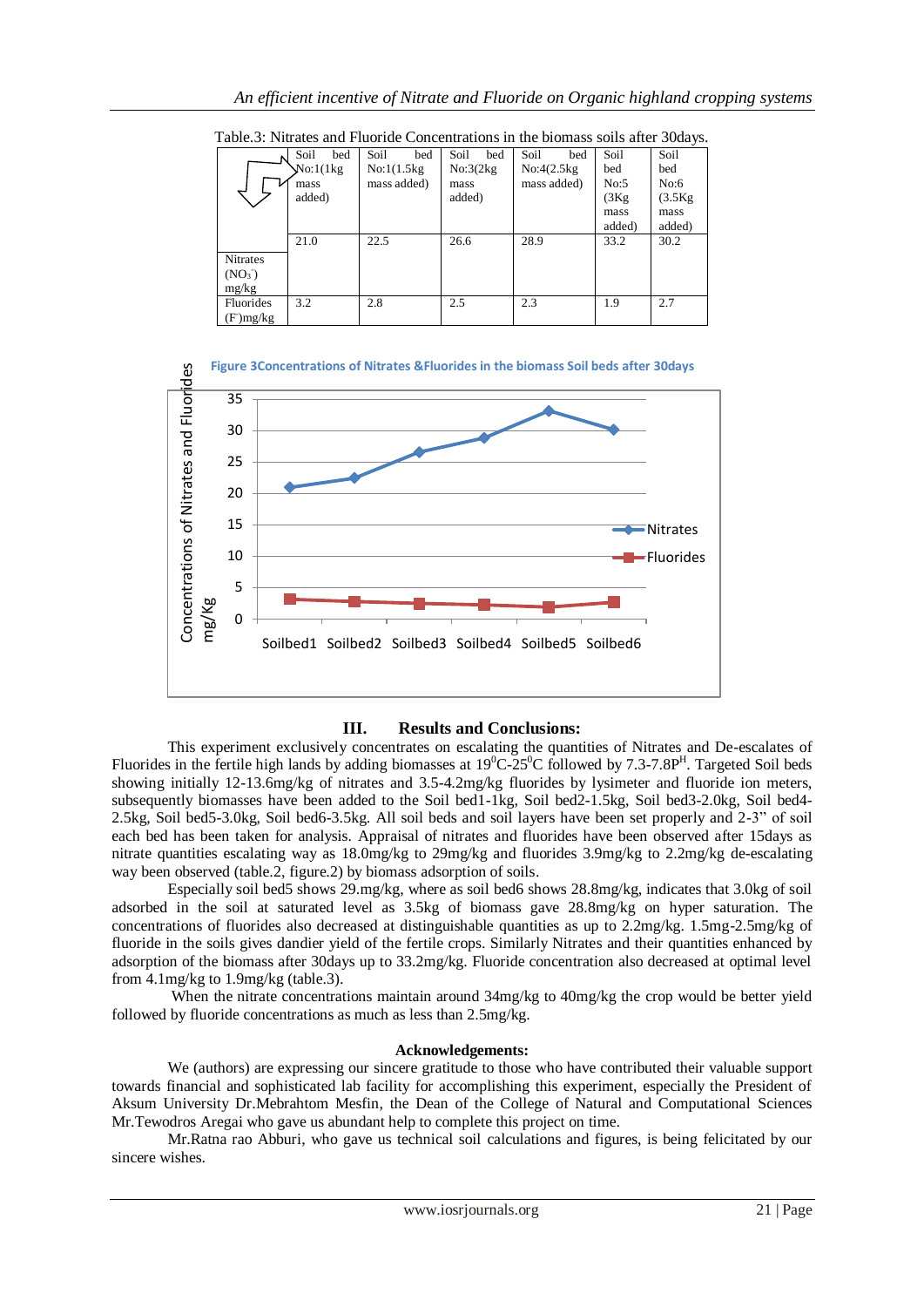Table.3: Nitrates and Fluoride Concentrations in the biomass soils after 30days.

| | Soil bed No:1(1kg mass added) | Soil bed No:1(1.5kg mass added) | Soil bed No:3(2kg mass added) | Soil bed No:4(2.5kg mass added) | Soil bed No:5 (3Kg mass added) | Soil bed No:6 (3.5Kg mass added) |
|---|---|---|---|---|---|---|
| Nitrates ($NO_3^-$) mg/kg | 21.0 | 22.5 | 26.6 | 28.9 | 33.2 | 30.2 |
| Fluorides ($F^-$)mg/kg | 3.2 | 2.8 | 2.5 | 2.3 | 1.9 | 2.7 |

Figure 3Concentrations of Nitrates &Fluorides in the biomass Soil beds after 30days

Concentrations of Nitrates and Fluorides mg/kg

35
30
25
20
15
10
5
0

Soilbed1 Soilbed2 Soilbed3 Soilbed4 Soilbed5 Soilbed6

Nitrates
Fluorides

## III. Results and Conclusions:

This experiment exclusively concentrates on escalating the quantities of Nitrates and De-escalates of Fluorides in the fertile high lands by adding biomasses at $19^0$C-$25^0$C followed by 7.3-7.8P$^H$. Targeted Soil beds showing initially 12-13.6mg/kg of nitrates and 3.5-4.2mg/kg fluorides by lysimeter and fluoride ion meters, subsequently biomasses have been added to the Soil bed1-1kg, Soil bed2-1.5kg, Soil bed3-2.0kg, Soil bed4-2.5kg, Soil bed5-3.0kg, Soil bed6-3.5kg. All soil beds and soil layers have been set properly and 2-3" of soil each bed has been taken for analysis. Appraisal of nitrates and fluorides have been observed after 15days as nitrate quantities escalating way as 18.0mg/kg to 29mg/kg and fluorides 3.9mg/kg to 2.2mg/kg de-escalating way been observed (table.2, figure.2) by biomass adsorption of soils.

Especially soil bed5 shows 29.mg/kg, where as soil bed6 shows 28.8mg/kg, indicates that 3.0kg of soil adsorbed in the soil at saturated level as 3.5kg of biomass gave 28.8mg/kg on hyper saturation. The concentrations of fluorides also decreased at distinguishable quantities as up to 2.2mg/kg. 1.5mg-2.5mg/kg of fluoride in the soils gives dandier yield of the fertile crops. Similarly Nitrates and their quantities enhanced by adsorption of the biomass after 30days up to 33.2mg/kg. Fluoride concentration also decreased at optimal level from 4.1mg/kg to 1.9mg/kg (table.3).

When the nitrate concentrations maintain around 34mg/kg to 40mg/kg the crop would be better yield followed by fluoride concentrations as much as less than 2.5mg/kg.

### Acknowledgements:

We (authors) are expressing our sincere gratitude to those who have contributed their valuable support towards financial and sophisticated lab facility for accomplishing this experiment, especially the President of Aksum University Dr.Mebrahtom Mesfin, the Dean of the College of Natural and Computational Sciences Mr.Tewodros Aregai who gave us abundant help to complete this project on time.

Mr.Ratna rao Abburi, who gave us technical soil calculations and figures, is being felicitated by our sincere wishes.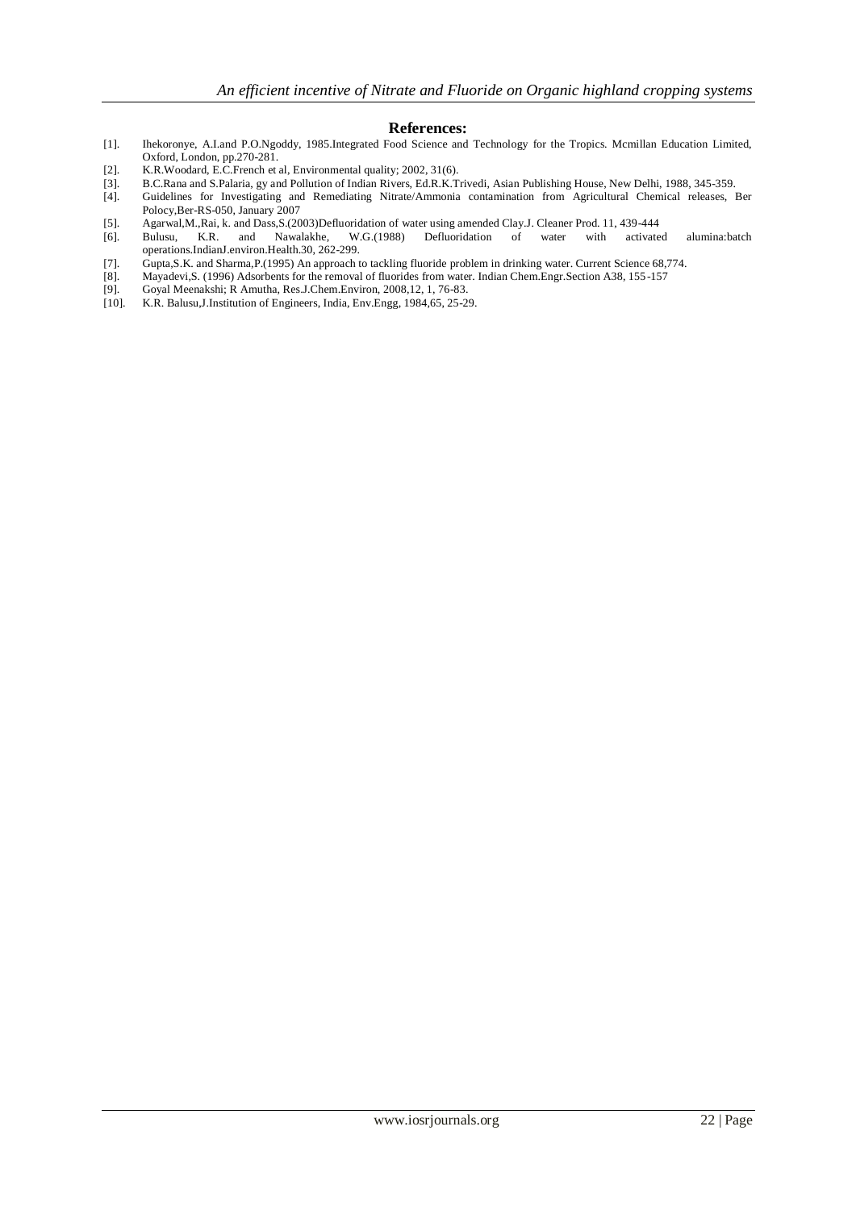## References:

[1]. Ihekoronye, A.I.and P.O.Ngoddy, 1985.Integrated Food Science and Technology for the Tropics. Mcmillan Education Limited, Oxford, London, pp.270-281.

[2]. K.R.Woodard, E.C.French et al, Environmental quality; 2002, 31(6).

[3]. B.C.Rana and S.Palaria, gy and Pollution of Indian Rivers, Ed.R.K.Trivedi, Asian Publishing House, New Delhi, 1988, 345-359.

[4]. Guidelines for Investigating and Remediating Nitrate/Ammonia contamination from Agricultural Chemical releases, Ber Polocy,Ber-RS-050, January 2007

[5]. Agarwal,M.,Rai, k. and Dass,S.(2003)Defluoridation of water using amended Clay.J. Cleaner Prod. 11, 439-444

[6]. Bulusu, K.R. and Nawalakhe, W.G.(1988) Defluoridation of water with activated alumina:batch operations.IndianJ.environ.Health.30, 262-299.

[7]. Gupta,S.K. and Sharma,P.(1995) An approach to tackling fluoride problem in drinking water. Current Science 68,774.

[8]. Mayadevi,S. (1996) Adsorbents for the removal of fluorides from water. Indian Chem.Engr.Section A38, 155-157

[9]. Goyal Meenakshi; R Amutha, Res.J.Chem.Environ, 2008,12, 1, 76-83.

[10]. K.R. Balusu,J.Institution of Engineers, India, Env.Engg, 1984,65, 25-29.